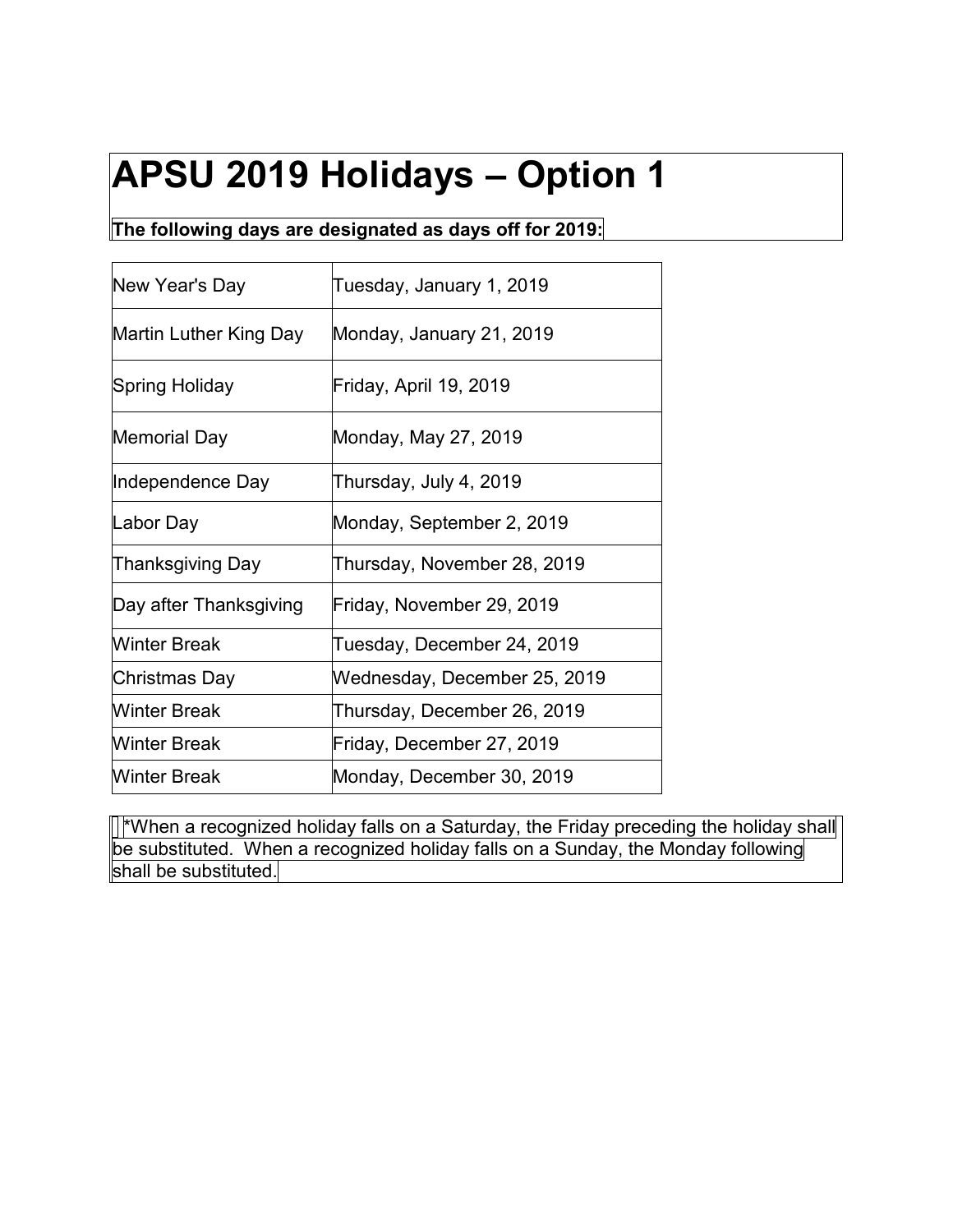# APSU 2019 Holidays – Option 1

**The following days are designated as days off for 2019:**

| Holiday | Date |
|---|---|
| New Year's Day | Tuesday, January 1, 2019 |
| Martin Luther King Day | Monday, January 21, 2019 |
| Spring Holiday | Friday, April 19, 2019 |
| Memorial Day | Monday, May 27, 2019 |
| Independence Day | Thursday, July 4, 2019 |
| Labor Day | Monday, September 2, 2019 |
| Thanksgiving Day | Thursday, November 28, 2019 |
| Day after Thanksgiving | Friday, November 29, 2019 |
| Winter Break | Tuesday, December 24, 2019 |
| Christmas Day | Wednesday, December 25, 2019 |
| Winter Break | Thursday, December 26, 2019 |
| Winter Break | Friday, December 27, 2019 |
| Winter Break | Monday, December 30, 2019 |

*When a recognized holiday falls on a Saturday, the Friday preceding the holiday shall be substituted. When a recognized holiday falls on a Sunday, the Monday following shall be substituted.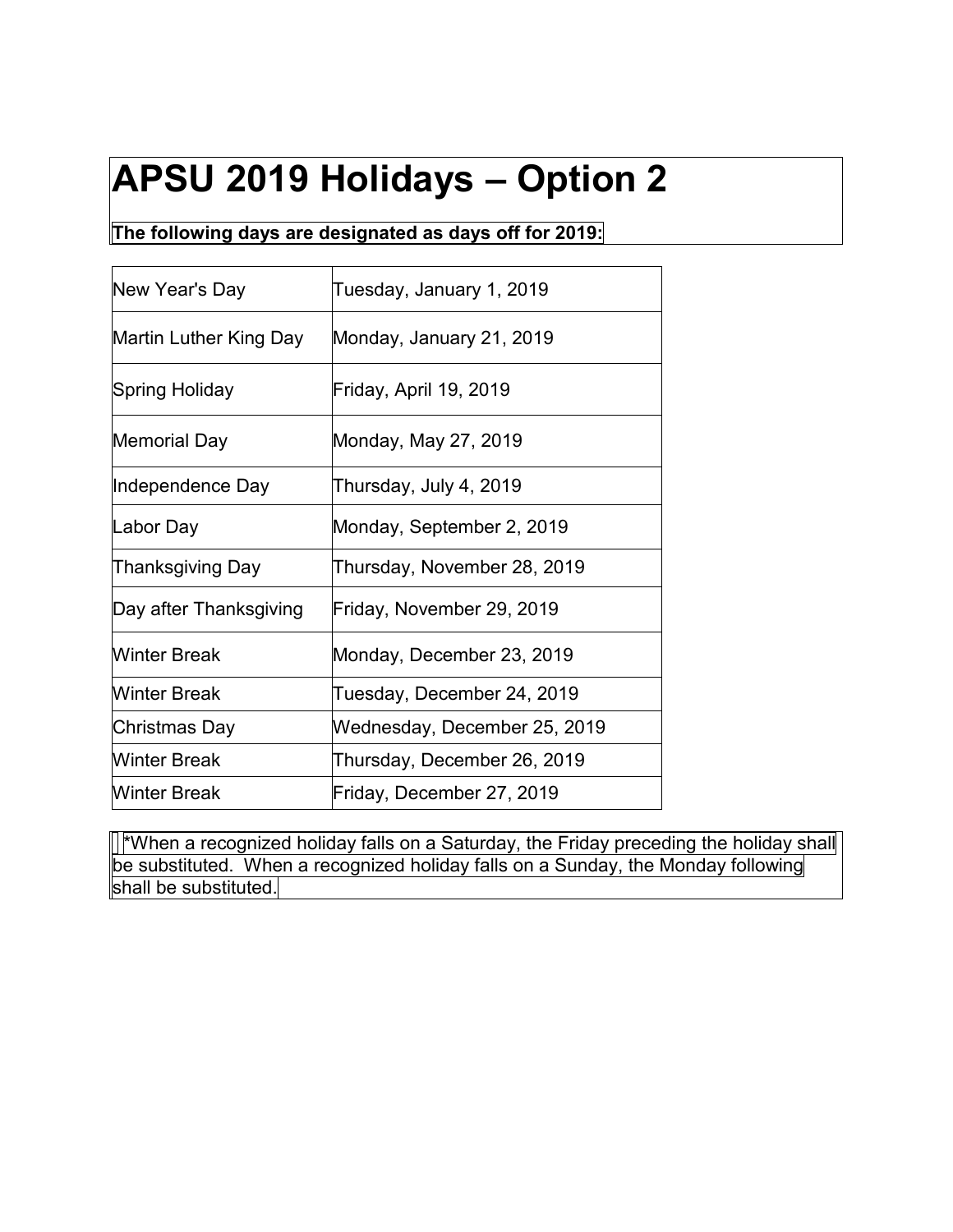# APSU 2019 Holidays – Option 2

**The following days are designated as days off for 2019:**

| | |
|---|---|
| New Year's Day | Tuesday, January 1, 2019 |
| Martin Luther King Day | Monday, January 21, 2019 |
| Spring Holiday | Friday, April 19, 2019 |
| Memorial Day | Monday, May 27, 2019 |
| Independence Day | Thursday, July 4, 2019 |
| Labor Day | Monday, September 2, 2019 |
| Thanksgiving Day | Thursday, November 28, 2019 |
| Day after Thanksgiving | Friday, November 29, 2019 |
| Winter Break | Monday, December 23, 2019 |
| Winter Break | Tuesday, December 24, 2019 |
| Christmas Day | Wednesday, December 25, 2019 |
| Winter Break | Thursday, December 26, 2019 |
| Winter Break | Friday, December 27, 2019 |

*When a recognized holiday falls on a Saturday, the Friday preceding the holiday shall be substituted. When a recognized holiday falls on a Sunday, the Monday following shall be substituted.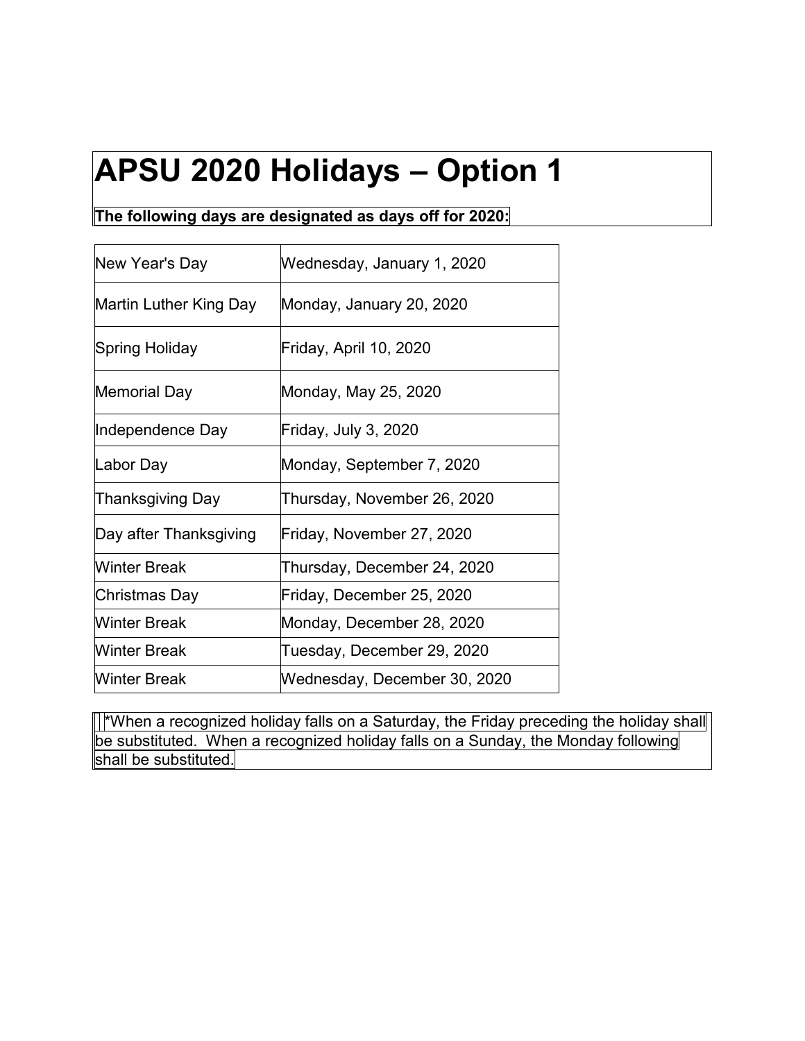# APSU 2020 Holidays – Option 1

**The following days are designated as days off for 2020:**

| | |
|---|---|
| New Year's Day | Wednesday, January 1, 2020 |
| Martin Luther King Day | Monday, January 20, 2020 |
| Spring Holiday | Friday, April 10, 2020 |
| Memorial Day | Monday, May 25, 2020 |
| Independence Day | Friday, July 3, 2020 |
| Labor Day | Monday, September 7, 2020 |
| Thanksgiving Day | Thursday, November 26, 2020 |
| Day after Thanksgiving | Friday, November 27, 2020 |
| Winter Break | Thursday, December 24, 2020 |
| Christmas Day | Friday, December 25, 2020 |
| Winter Break | Monday, December 28, 2020 |
| Winter Break | Tuesday, December 29, 2020 |
| Winter Break | Wednesday, December 30, 2020 |

*When a recognized holiday falls on a Saturday, the Friday preceding the holiday shall be substituted. When a recognized holiday falls on a Sunday, the Monday following shall be substituted.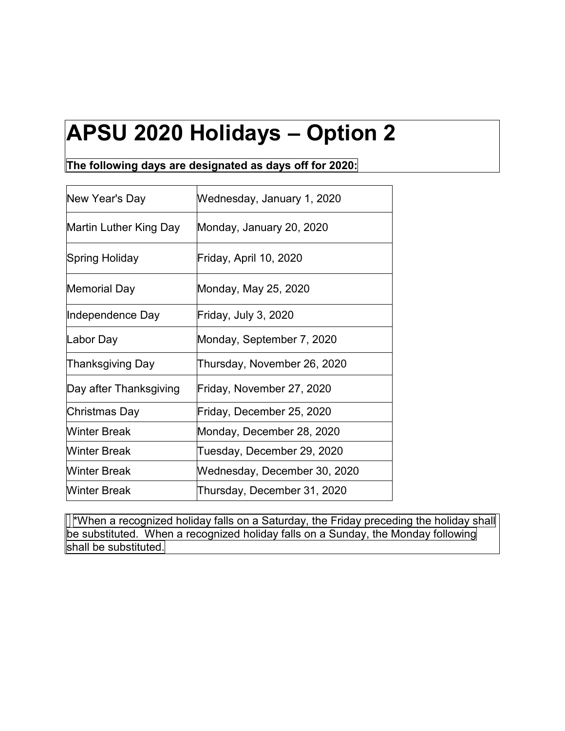# APSU 2020 Holidays – Option 2

**The following days are designated as days off for 2020:**

| | |
|---|---|
| New Year's Day | Wednesday, January 1, 2020 |
| Martin Luther King Day | Monday, January 20, 2020 |
| Spring Holiday | Friday, April 10, 2020 |
| Memorial Day | Monday, May 25, 2020 |
| Independence Day | Friday, July 3, 2020 |
| Labor Day | Monday, September 7, 2020 |
| Thanksgiving Day | Thursday, November 26, 2020 |
| Day after Thanksgiving | Friday, November 27, 2020 |
| Christmas Day | Friday, December 25, 2020 |
| Winter Break | Monday, December 28, 2020 |
| Winter Break | Tuesday, December 29, 2020 |
| Winter Break | Wednesday, December 30, 2020 |
| Winter Break | Thursday, December 31, 2020 |

*When a recognized holiday falls on a Saturday, the Friday preceding the holiday shall be substituted. When a recognized holiday falls on a Sunday, the Monday following shall be substituted.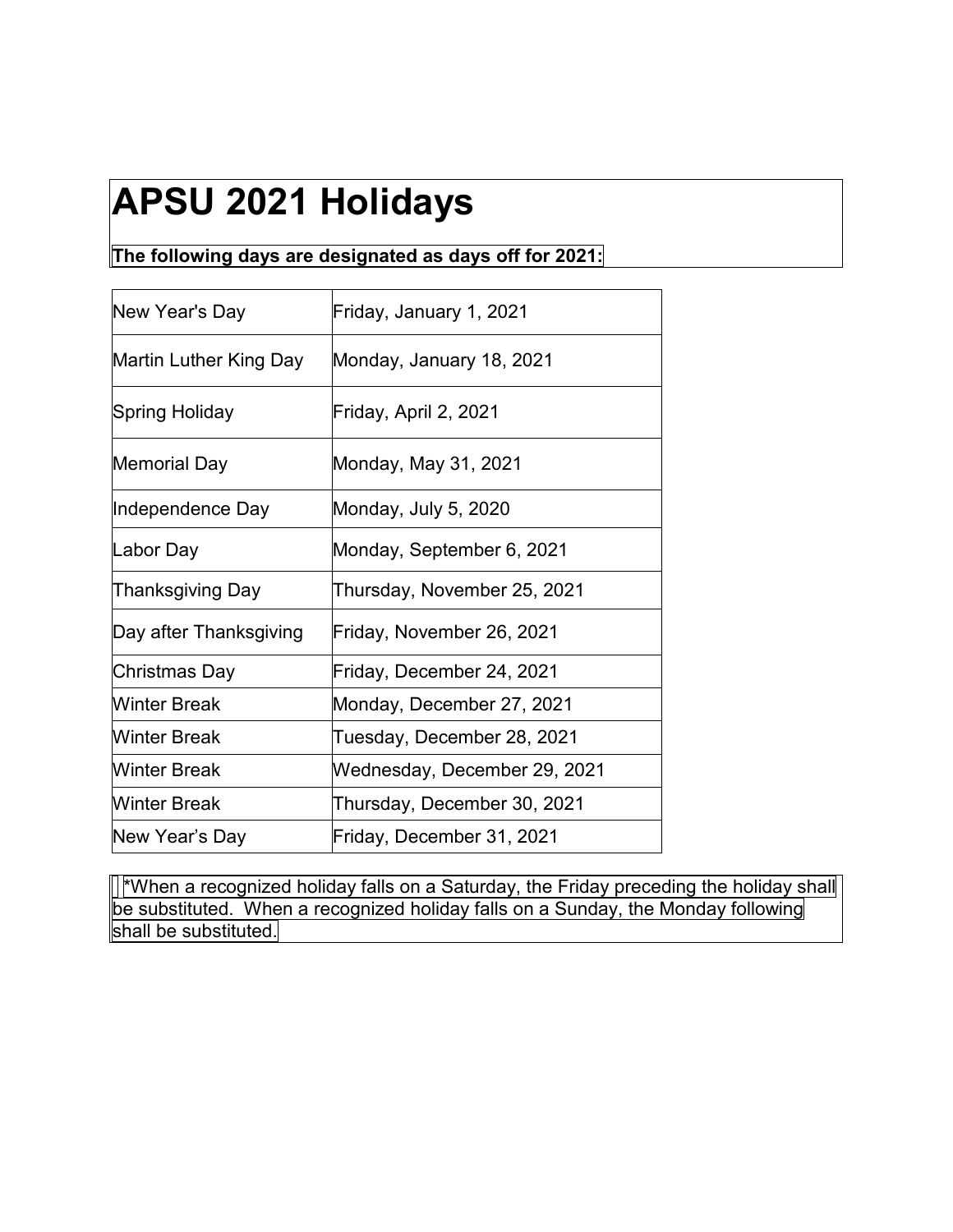# APSU 2021 Holidays

**The following days are designated as days off for 2021:**

| | |
|---|---|
| New Year's Day | Friday, January 1, 2021 |
| Martin Luther King Day | Monday, January 18, 2021 |
| Spring Holiday | Friday, April 2, 2021 |
| Memorial Day | Monday, May 31, 2021 |
| Independence Day | Monday, July 5, 2020 |
| Labor Day | Monday, September 6, 2021 |
| Thanksgiving Day | Thursday, November 25, 2021 |
| Day after Thanksgiving | Friday, November 26, 2021 |
| Christmas Day | Friday, December 24, 2021 |
| Winter Break | Monday, December 27, 2021 |
| Winter Break | Tuesday, December 28, 2021 |
| Winter Break | Wednesday, December 29, 2021 |
| Winter Break | Thursday, December 30, 2021 |
| New Year's Day | Friday, December 31, 2021 |

*When a recognized holiday falls on a Saturday, the Friday preceding the holiday shall be substituted. When a recognized holiday falls on a Sunday, the Monday following shall be substituted.